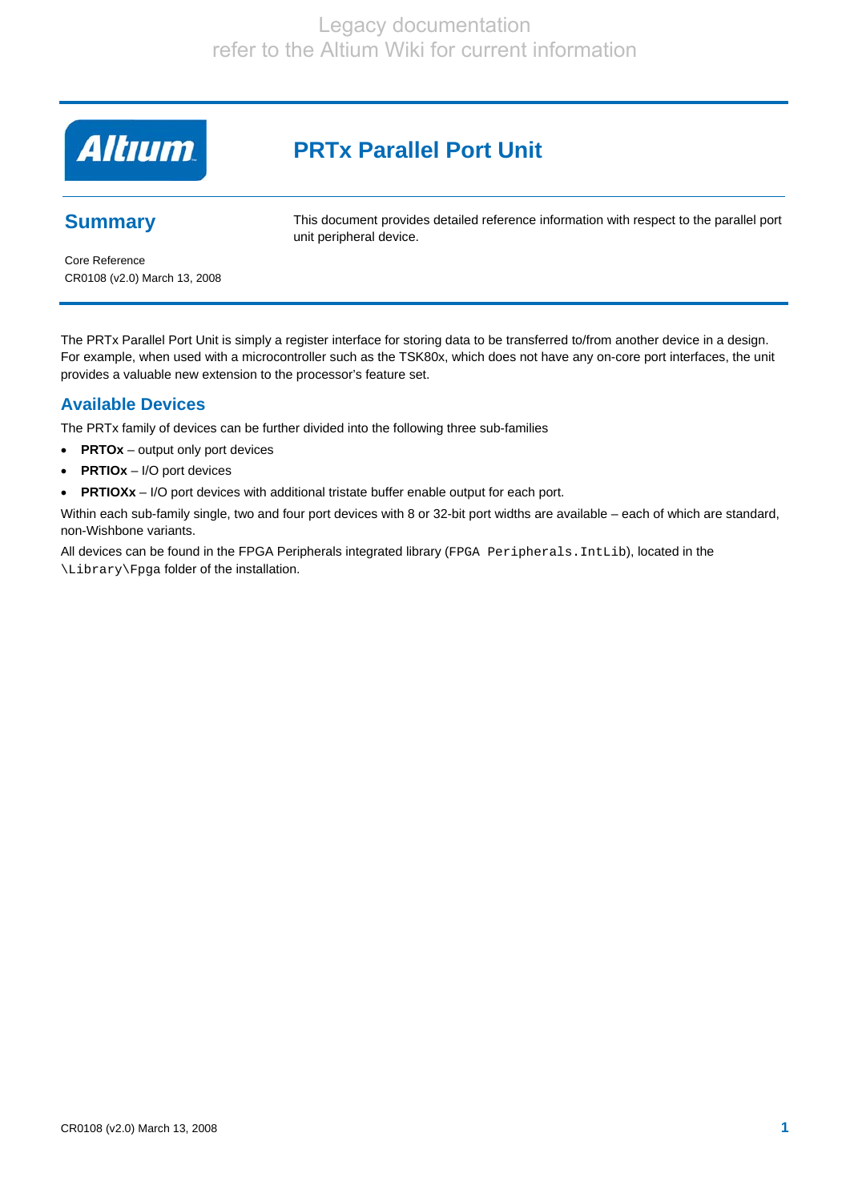Legacy documentation
refer to the Altium Wiki for current information

# PRTx Parallel Port Unit

## Summary

This document provides detailed reference information with respect to the parallel port unit peripheral device.

Core Reference
CR0108 (v2.0) March 13, 2008

The PRTx Parallel Port Unit is simply a register interface for storing data to be transferred to/from another device in a design. For example, when used with a microcontroller such as the TSK80x, which does not have any on-core port interfaces, the unit provides a valuable new extension to the processor's feature set.

## Available Devices

The PRTx family of devices can be further divided into the following three sub-families

- **PRTOx** – output only port devices
- **PRTIOx** – I/O port devices
- **PRTIOXx** – I/O port devices with additional tristate buffer enable output for each port.

Within each sub-family single, two and four port devices with 8 or 32-bit port widths are available – each of which are standard, non-Wishbone variants.

All devices can be found in the FPGA Peripherals integrated library (`FPGA Peripherals.IntLib`), located in the `\Library\Fpga` folder of the installation.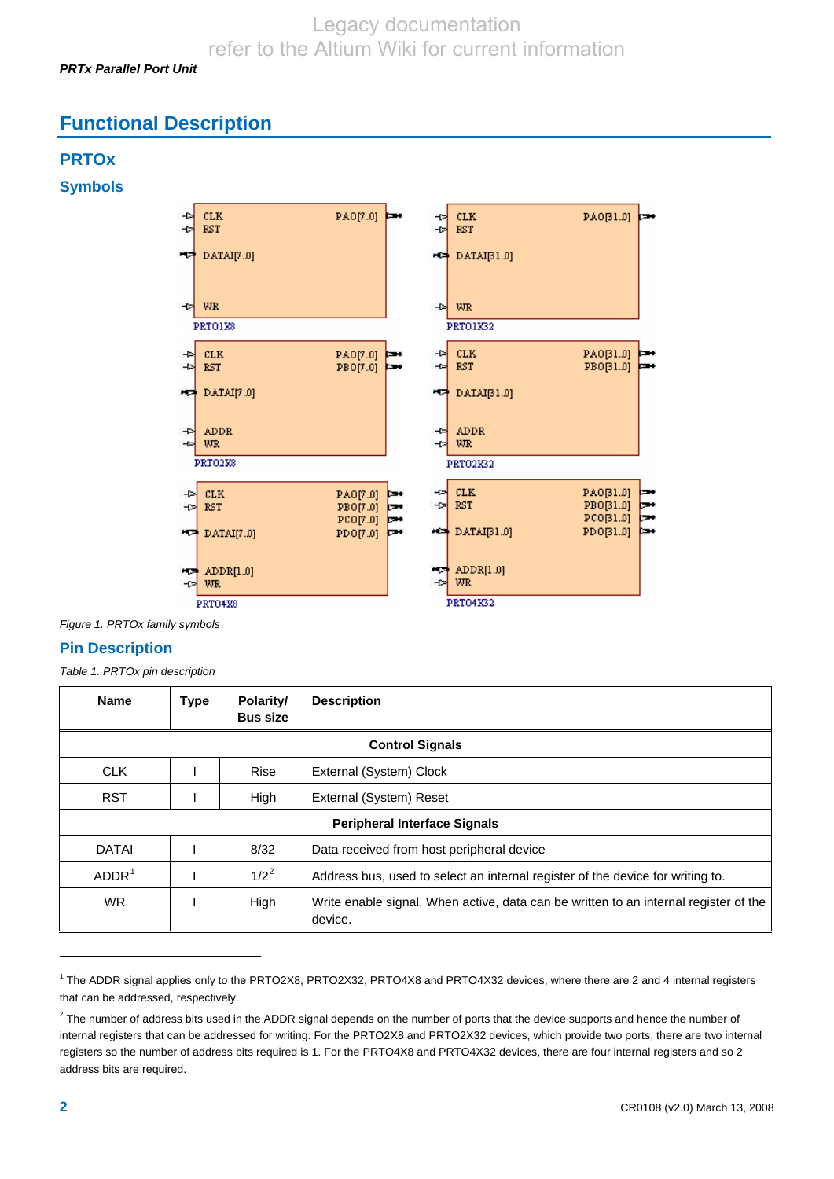## Functional Description

### PRTOx

### Symbols

*Figure 1. PRTOx family symbols*

### Pin Description

*Table 1. PRTOx pin description*

| Name | Type | Polarity/ Bus size | Description |
|---|---|---|---|
| **Control Signals** | | | |
| CLK | I | Rise | External (System) Clock |
| RST | I | High | External (System) Reset |
| **Peripheral Interface Signals** | | | |
| DATAI | I | 8/32 | Data received from host peripheral device |
| ADDR[1] | I | 1/2[2] | Address bus, used to select an internal register of the device for writing to. |
| WR | I | High | Write enable signal. When active, data can be written to an internal register of the device. |

[1] The ADDR signal applies only to the PRTO2X8, PRTO2X32, PRTO4X8 and PRTO4X32 devices, where there are 2 and 4 internal registers that can be addressed, respectively.

[2] The number of address bits used in the ADDR signal depends on the number of ports that the device supports and hence the number of internal registers that can be addressed for writing. For the PRTO2X8 and PRTO2X32 devices, which provide two ports, there are two internal registers so the number of address bits required is 1. For the PRTO4X8 and PRTO4X32 devices, there are four internal registers and so 2 address bits are required.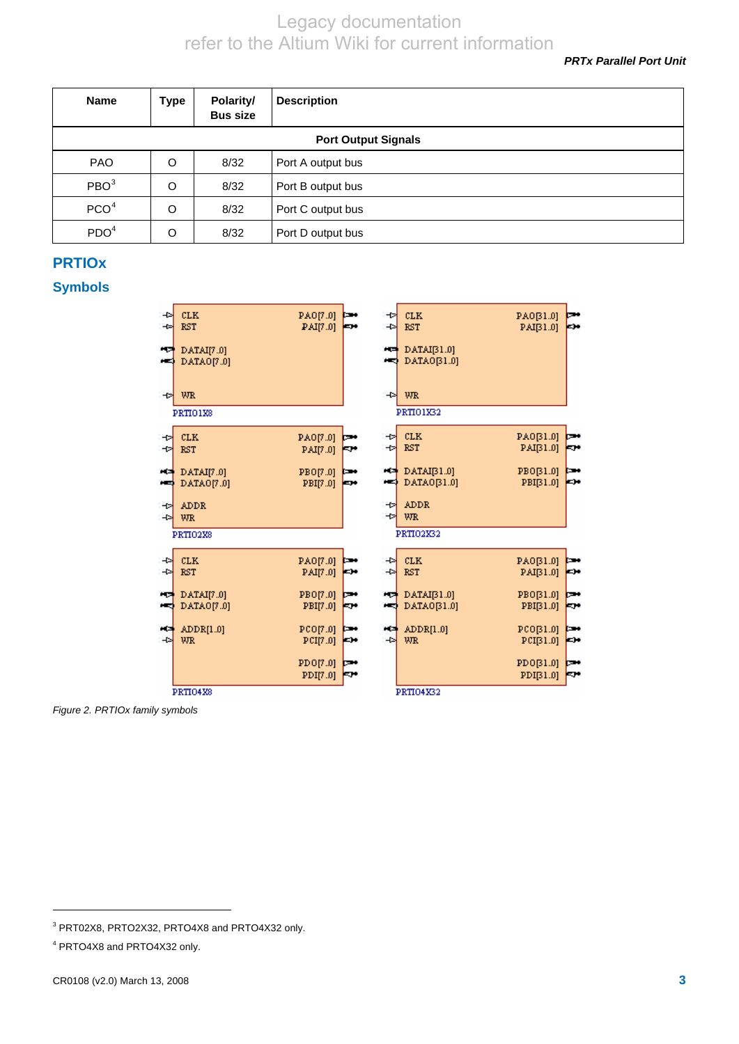| Name | Type | Polarity/ Bus size | Description |
|---|---|---|---|
| **Port Output Signals** | | | |
| PAO | O | 8/32 | Port A output bus |
| PBO[3] | O | 8/32 | Port B output bus |
| PCO[4] | O | 8/32 | Port C output bus |
| PDO[4] | O | 8/32 | Port D output bus |

## PRTIOx

### Symbols

*Figure 2. PRTIOx family symbols*

---

[3] PRT02X8, PRTO2X32, PRTO4X8 and PRTO4X32 only.

[4] PRTO4X8 and PRTO4X32 only.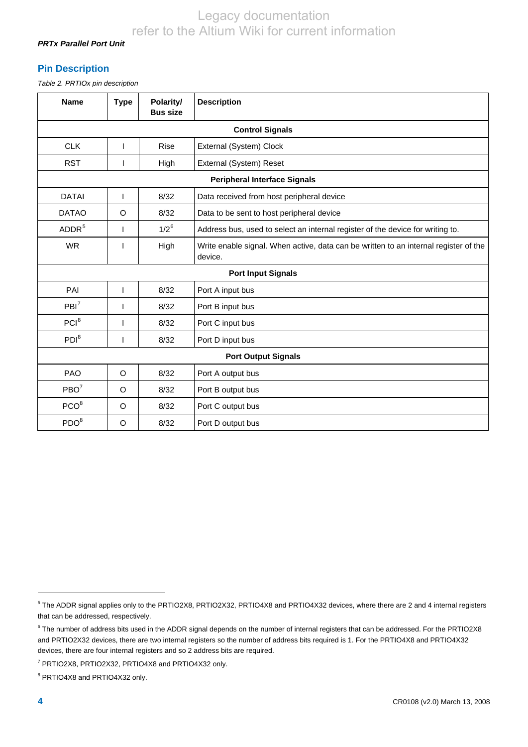## Pin Description

*Table 2. PRTIOx pin description*

| Name | Type | Polarity/ Bus size | Description |
|---|---|---|---|
| **Control Signals** | | | |
| CLK | I | Rise | External (System) Clock |
| RST | I | High | External (System) Reset |
| **Peripheral Interface Signals** | | | |
| DATAI | I | 8/32 | Data received from host peripheral device |
| DATAO | O | 8/32 | Data to be sent to host peripheral device |
| ADDR[5] | I | 1/2[6] | Address bus, used to select an internal register of the device for writing to. |
| WR | I | High | Write enable signal. When active, data can be written to an internal register of the device. |
| **Port Input Signals** | | | |
| PAI | I | 8/32 | Port A input bus |
| PBI[7] | I | 8/32 | Port B input bus |
| PCI[8] | I | 8/32 | Port C input bus |
| PDI[8] | I | 8/32 | Port D input bus |
| **Port Output Signals** | | | |
| PAO | O | 8/32 | Port A output bus |
| PBO[7] | O | 8/32 | Port B output bus |
| PCO[8] | O | 8/32 | Port C output bus |
| PDO[8] | O | 8/32 | Port D output bus |

---

[5] The ADDR signal applies only to the PRTIO2X8, PRTIO2X32, PRTIO4X8 and PRTIO4X32 devices, where there are 2 and 4 internal registers that can be addressed, respectively.

[6] The number of address bits used in the ADDR signal depends on the number of internal registers that can be addressed. For the PRTIO2X8 and PRTIO2X32 devices, there are two internal registers so the number of address bits required is 1. For the PRTIO4X8 and PRTIO4X32 devices, there are four internal registers and so 2 address bits are required.

[7] PRTIO2X8, PRTIO2X32, PRTIO4X8 and PRTIO4X32 only.

[8] PRTIO4X8 and PRTIO4X32 only.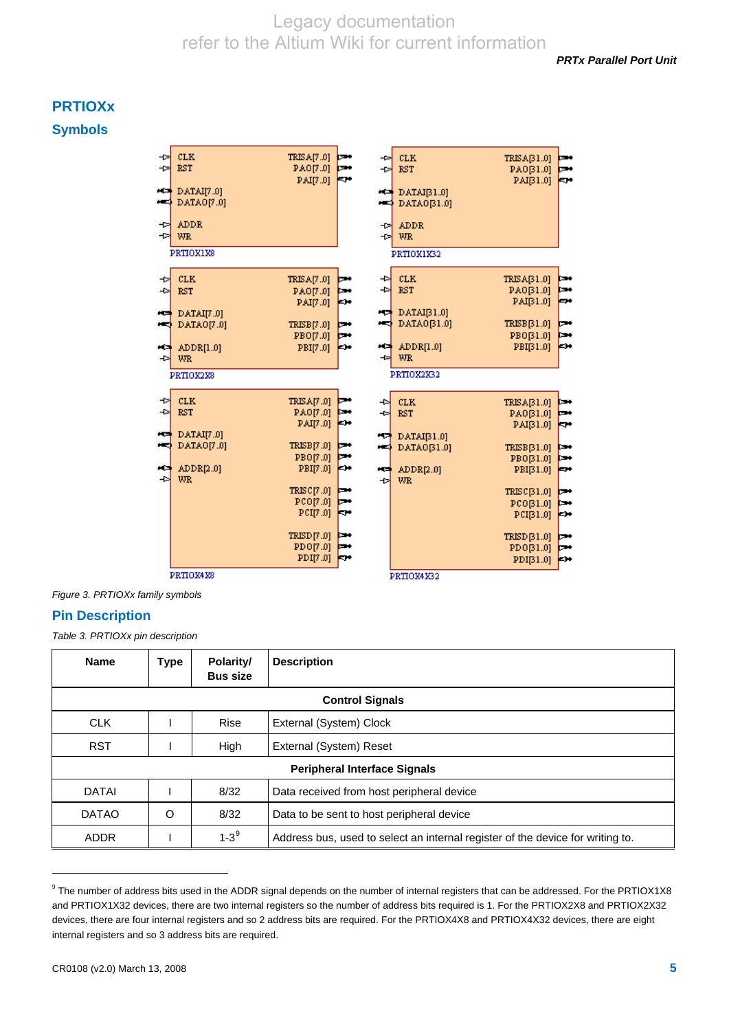## PRTIOXx

### Symbols

Figure 3. PRTIOXx family symbols

### Pin Description

Table 3. PRTIOXx pin description

| Name | Type | Polarity/ Bus size | Description |
|---|---|---|---|
| | | **Control Signals** | |
| CLK | I | Rise | External (System) Clock |
| RST | I | High | External (System) Reset |
| | | **Peripheral Interface Signals** | |
| DATAI | I | 8/32 | Data received from host peripheral device |
| DATAO | O | 8/32 | Data to be sent to host peripheral device |
| ADDR | I | 1-3[9] | Address bus, used to select an internal register of the device for writing to. |

[9] The number of address bits used in the ADDR signal depends on the number of internal registers that can be addressed. For the PRTIOX1X8 and PRTIOX1X32 devices, there are two internal registers so the number of address bits required is 1. For the PRTIOX2X8 and PRTIOX2X32 devices, there are four internal registers and so 2 address bits are required. For the PRTIOX4X8 and PRTIOX4X32 devices, there are eight internal registers and so 3 address bits are required.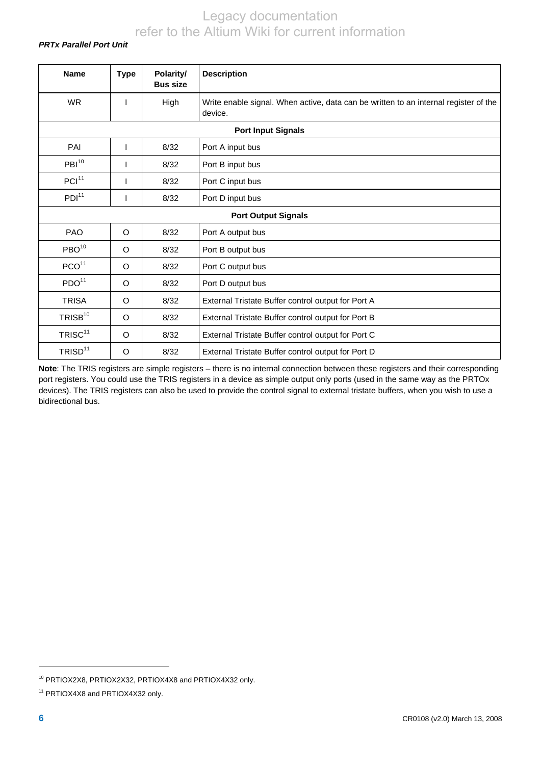| Name | Type | Polarity/ Bus size | Description |
|---|---|---|---|
| WR | I | High | Write enable signal. When active, data can be written to an internal register of the device. |
| **Port Input Signals** | | | |
| PAI | I | 8/32 | Port A input bus |
| PBI[10] | I | 8/32 | Port B input bus |
| PCI[11] | I | 8/32 | Port C input bus |
| PDI[11] | I | 8/32 | Port D input bus |
| **Port Output Signals** | | | |
| PAO | O | 8/32 | Port A output bus |
| PBO[10] | O | 8/32 | Port B output bus |
| PCO[11] | O | 8/32 | Port C output bus |
| PDO[11] | O | 8/32 | Port D output bus |
| TRISA | O | 8/32 | External Tristate Buffer control output for Port A |
| TRISB[10] | O | 8/32 | External Tristate Buffer control output for Port B |
| TRISC[11] | O | 8/32 | External Tristate Buffer control output for Port C |
| TRISD[11] | O | 8/32 | External Tristate Buffer control output for Port D |

**Note**: The TRIS registers are simple registers – there is no internal connection between these registers and their corresponding port registers. You could use the TRIS registers in a device as simple output only ports (used in the same way as the PRTOx devices). The TRIS registers can also be used to provide the control signal to external tristate buffers, when you wish to use a bidirectional bus.

[10] PRTIOX2X8, PRTIOX2X32, PRTIOX4X8 and PRTIOX4X32 only.

[11] PRTIOX4X8 and PRTIOX4X32 only.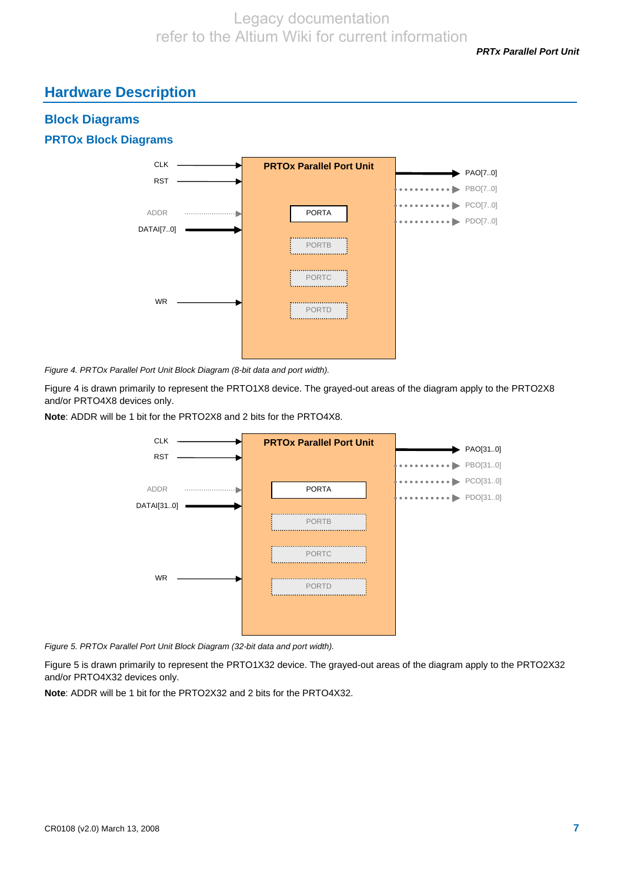# Hardware Description

## Block Diagrams

### PRTOx Block Diagrams

*Figure 4. PRTOx Parallel Port Unit Block Diagram (8-bit data and port width).*

Figure 4 is drawn primarily to represent the PRTO1X8 device. The grayed-out areas of the diagram apply to the PRTO2X8 and/or PRTO4X8 devices only.

**Note**: ADDR will be 1 bit for the PRTO2X8 and 2 bits for the PRTO4X8.

*Figure 5. PRTOx Parallel Port Unit Block Diagram (32-bit data and port width).*

Figure 5 is drawn primarily to represent the PRTO1X32 device. The grayed-out areas of the diagram apply to the PRTO2X32 and/or PRTO4X32 devices only.

**Note**: ADDR will be 1 bit for the PRTO2X32 and 2 bits for the PRTO4X32.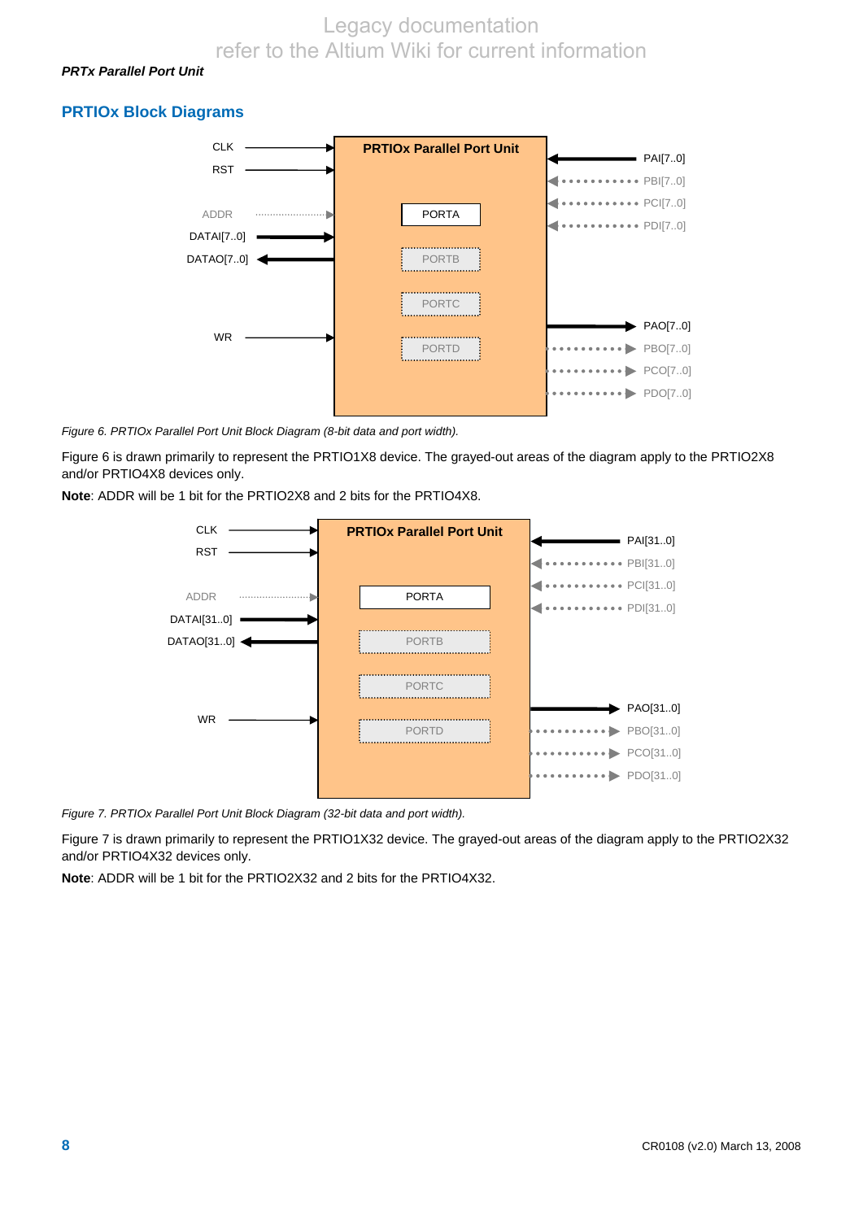## PRTIOx Block Diagrams

Figure 6. PRTIOx Parallel Port Unit Block Diagram (8-bit data and port width).

Figure 6 is drawn primarily to represent the PRTIO1X8 device. The grayed-out areas of the diagram apply to the PRTIO2X8 and/or PRTIO4X8 devices only.

**Note**: ADDR will be 1 bit for the PRTIO2X8 and 2 bits for the PRTIO4X8.

Figure 7. PRTIOx Parallel Port Unit Block Diagram (32-bit data and port width).

Figure 7 is drawn primarily to represent the PRTIO1X32 device. The grayed-out areas of the diagram apply to the PRTIO2X32 and/or PRTIO4X32 devices only.

**Note**: ADDR will be 1 bit for the PRTIO2X32 and 2 bits for the PRTIO4X32.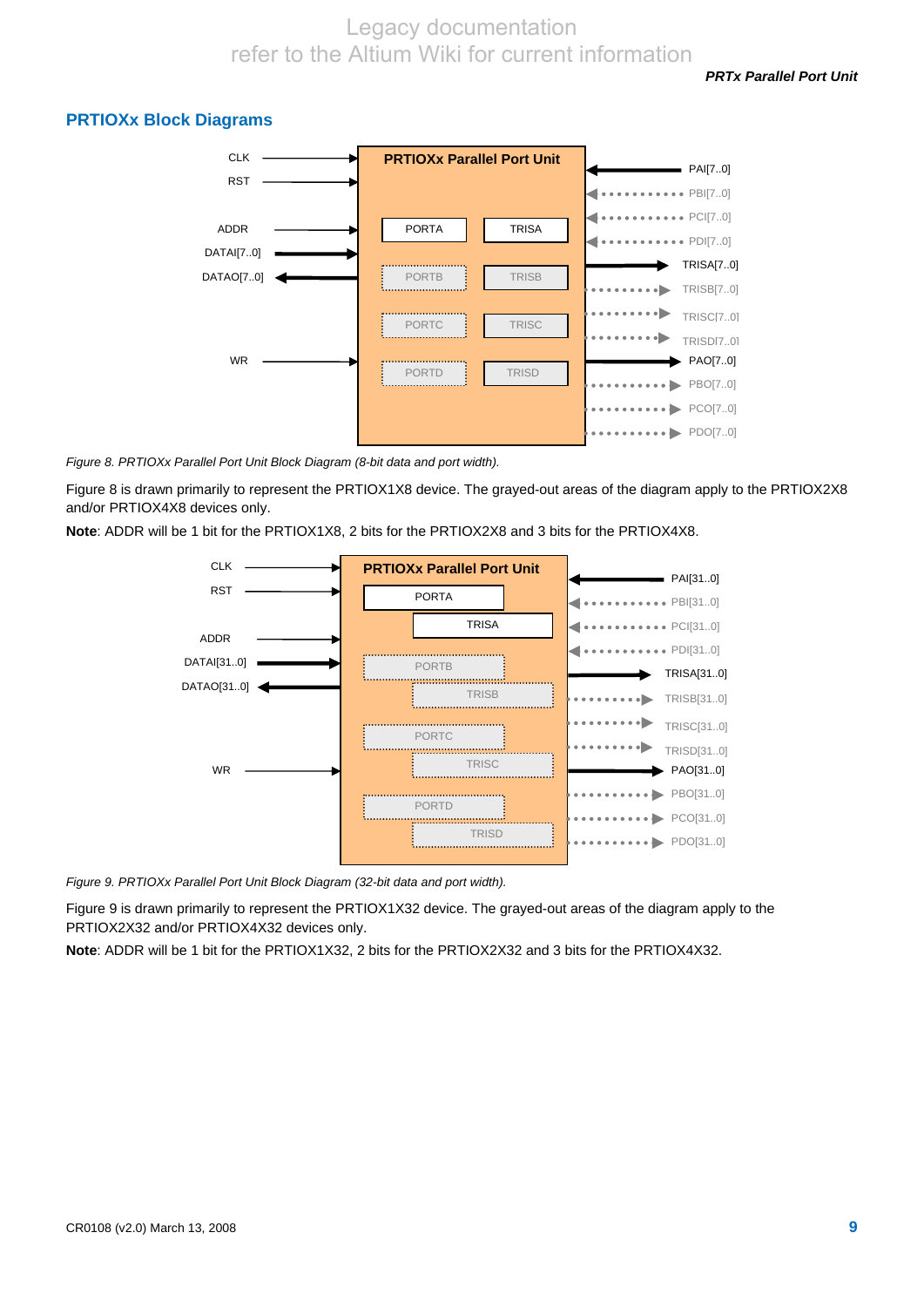## PRTIOXx Block Diagrams

Figure 8. PRTIOXx Parallel Port Unit Block Diagram (8-bit data and port width).

Figure 8 is drawn primarily to represent the PRTIOX1X8 device. The grayed-out areas of the diagram apply to the PRTIOX2X8 and/or PRTIOX4X8 devices only.

**Note**: ADDR will be 1 bit for the PRTIOX1X8, 2 bits for the PRTIOX2X8 and 3 bits for the PRTIOX4X8.

Figure 9. PRTIOXx Parallel Port Unit Block Diagram (32-bit data and port width).

Figure 9 is drawn primarily to represent the PRTIOX1X32 device. The grayed-out areas of the diagram apply to the PRTIOX2X32 and/or PRTIOX4X32 devices only.

**Note**: ADDR will be 1 bit for the PRTIOX1X32, 2 bits for the PRTIOX2X32 and 3 bits for the PRTIOX4X32.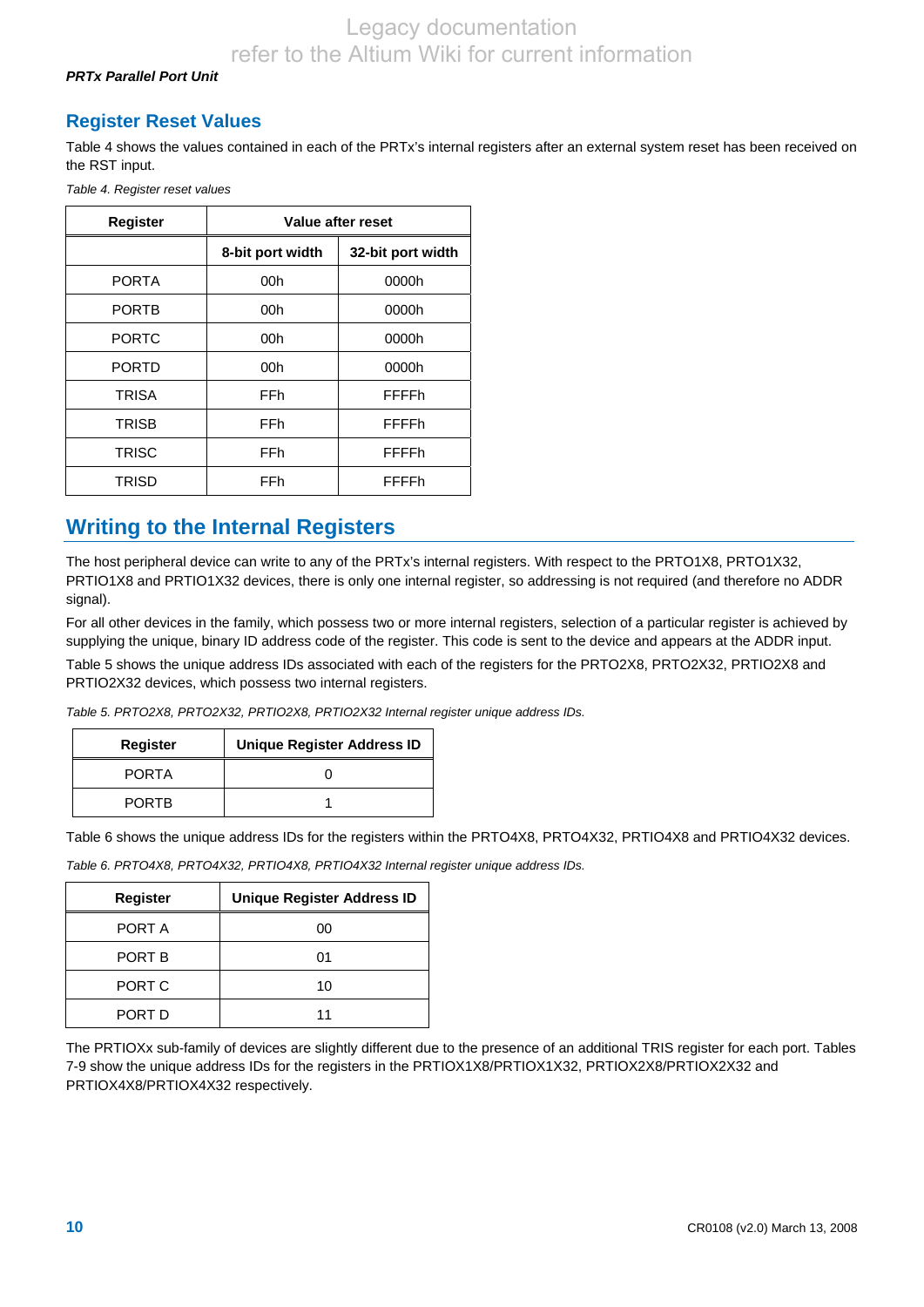## Register Reset Values

Table 4 shows the values contained in each of the PRTx's internal registers after an external system reset has been received on the RST input.

*Table 4. Register reset values*

| Register | Value after reset | |
|---|---|---|
| | 8-bit port width | 32-bit port width |
| PORTA | 00h | 0000h |
| PORTB | 00h | 0000h |
| PORTC | 00h | 0000h |
| PORTD | 00h | 0000h |
| TRISA | FFh | FFFFh |
| TRISB | FFh | FFFFh |
| TRISC | FFh | FFFFh |
| TRISD | FFh | FFFFh |

# Writing to the Internal Registers

The host peripheral device can write to any of the PRTx's internal registers. With respect to the PRTO1X8, PRTO1X32, PRTIO1X8 and PRTIO1X32 devices, there is only one internal register, so addressing is not required (and therefore no ADDR signal).

For all other devices in the family, which possess two or more internal registers, selection of a particular register is achieved by supplying the unique, binary ID address code of the register. This code is sent to the device and appears at the ADDR input.

Table 5 shows the unique address IDs associated with each of the registers for the PRTO2X8, PRTO2X32, PRTIO2X8 and PRTIO2X32 devices, which possess two internal registers.

*Table 5. PRTO2X8, PRTO2X32, PRTIO2X8, PRTIO2X32 Internal register unique address IDs.*

| Register | Unique Register Address ID |
|---|---|
| PORTA | 0 |
| PORTB | 1 |

Table 6 shows the unique address IDs for the registers within the PRTO4X8, PRTO4X32, PRTIO4X8 and PRTIO4X32 devices.

*Table 6. PRTO4X8, PRTO4X32, PRTIO4X8, PRTIO4X32 Internal register unique address IDs.*

| Register | Unique Register Address ID |
|---|---|
| PORT A | 00 |
| PORT B | 01 |
| PORT C | 10 |
| PORT D | 11 |

The PRTIOXx sub-family of devices are slightly different due to the presence of an additional TRIS register for each port. Tables 7-9 show the unique address IDs for the registers in the PRTIOX1X8/PRTIOX1X32, PRTIOX2X8/PRTIOX2X32 and PRTIOX4X8/PRTIOX4X32 respectively.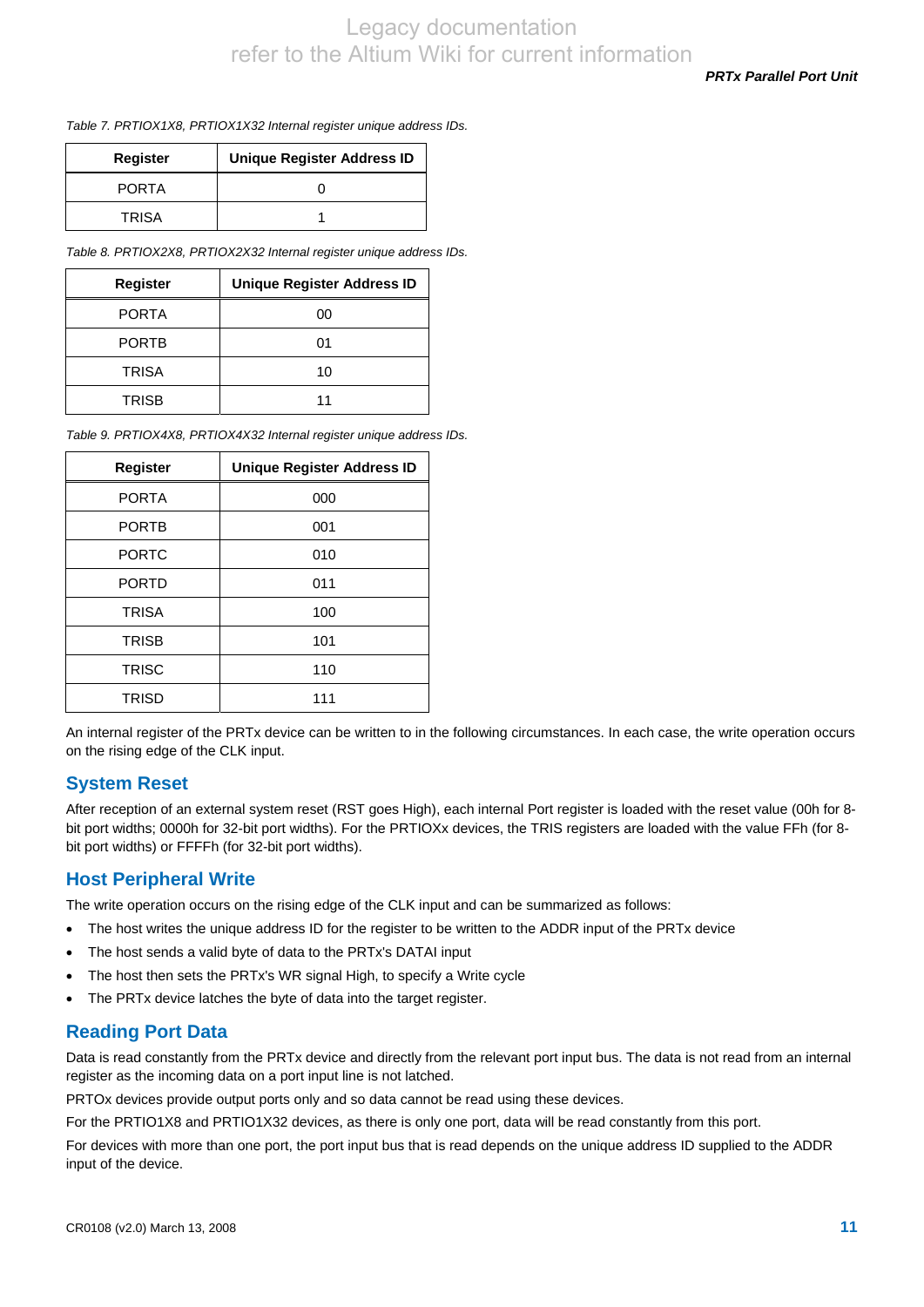*Table 7. PRTIOX1X8, PRTIOX1X32 Internal register unique address IDs.*

| Register | Unique Register Address ID |
|---|---|
| PORTA | 0 |
| TRISA | 1 |

*Table 8. PRTIOX2X8, PRTIOX2X32 Internal register unique address IDs.*

| Register | Unique Register Address ID |
|---|---|
| PORTA | 00 |
| PORTB | 01 |
| TRISA | 10 |
| TRISB | 11 |

*Table 9. PRTIOX4X8, PRTIOX4X32 Internal register unique address IDs.*

| Register | Unique Register Address ID |
|---|---|
| PORTA | 000 |
| PORTB | 001 |
| PORTC | 010 |
| PORTD | 011 |
| TRISA | 100 |
| TRISB | 101 |
| TRISC | 110 |
| TRISD | 111 |

An internal register of the PRTx device can be written to in the following circumstances. In each case, the write operation occurs on the rising edge of the CLK input.

## System Reset

After reception of an external system reset (RST goes High), each internal Port register is loaded with the reset value (00h for 8-bit port widths; 0000h for 32-bit port widths). For the PRTIOXx devices, the TRIS registers are loaded with the value FFh (for 8-bit port widths) or FFFFh (for 32-bit port widths).

## Host Peripheral Write

The write operation occurs on the rising edge of the CLK input and can be summarized as follows:

- The host writes the unique address ID for the register to be written to the ADDR input of the PRTx device
- The host sends a valid byte of data to the PRTx's DATAI input
- The host then sets the PRTx's WR signal High, to specify a Write cycle
- The PRTx device latches the byte of data into the target register.

## Reading Port Data

Data is read constantly from the PRTx device and directly from the relevant port input bus. The data is not read from an internal register as the incoming data on a port input line is not latched.

PRTOx devices provide output ports only and so data cannot be read using these devices.

For the PRTIO1X8 and PRTIO1X32 devices, as there is only one port, data will be read constantly from this port.

For devices with more than one port, the port input bus that is read depends on the unique address ID supplied to the ADDR input of the device.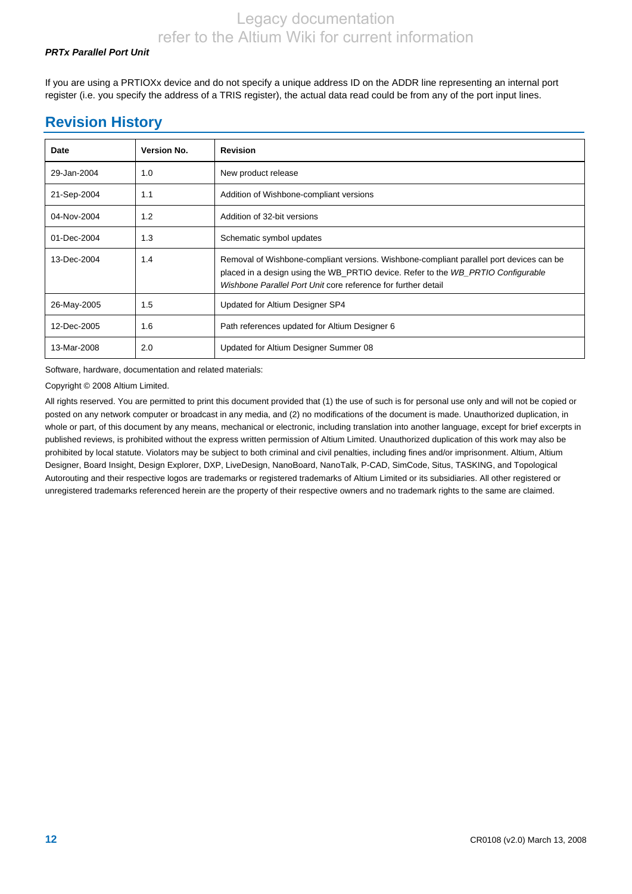If you are using a PRTIOXx device and do not specify a unique address ID on the ADDR line representing an internal port register (i.e. you specify the address of a TRIS register), the actual data read could be from any of the port input lines.

## Revision History

| Date | Version No. | Revision |
|---|---|---|
| 29-Jan-2004 | 1.0 | New product release |
| 21-Sep-2004 | 1.1 | Addition of Wishbone-compliant versions |
| 04-Nov-2004 | 1.2 | Addition of 32-bit versions |
| 01-Dec-2004 | 1.3 | Schematic symbol updates |
| 13-Dec-2004 | 1.4 | Removal of Wishbone-compliant versions. Wishbone-compliant parallel port devices can be placed in a design using the WB_PRTIO device. Refer to the *WB_PRTIO Configurable Wishbone Parallel Port Unit* core reference for further detail |
| 26-May-2005 | 1.5 | Updated for Altium Designer SP4 |
| 12-Dec-2005 | 1.6 | Path references updated for Altium Designer 6 |
| 13-Mar-2008 | 2.0 | Updated for Altium Designer Summer 08 |

Software, hardware, documentation and related materials:

Copyright © 2008 Altium Limited.

All rights reserved. You are permitted to print this document provided that (1) the use of such is for personal use only and will not be copied or posted on any network computer or broadcast in any media, and (2) no modifications of the document is made. Unauthorized duplication, in whole or part, of this document by any means, mechanical or electronic, including translation into another language, except for brief excerpts in published reviews, is prohibited without the express written permission of Altium Limited. Unauthorized duplication of this work may also be prohibited by local statute. Violators may be subject to both criminal and civil penalties, including fines and/or imprisonment. Altium, Altium Designer, Board Insight, Design Explorer, DXP, LiveDesign, NanoBoard, NanoTalk, P-CAD, SimCode, Situs, TASKING, and Topological Autorouting and their respective logos are trademarks or registered trademarks of Altium Limited or its subsidiaries. All other registered or unregistered trademarks referenced herein are the property of their respective owners and no trademark rights to the same are claimed.